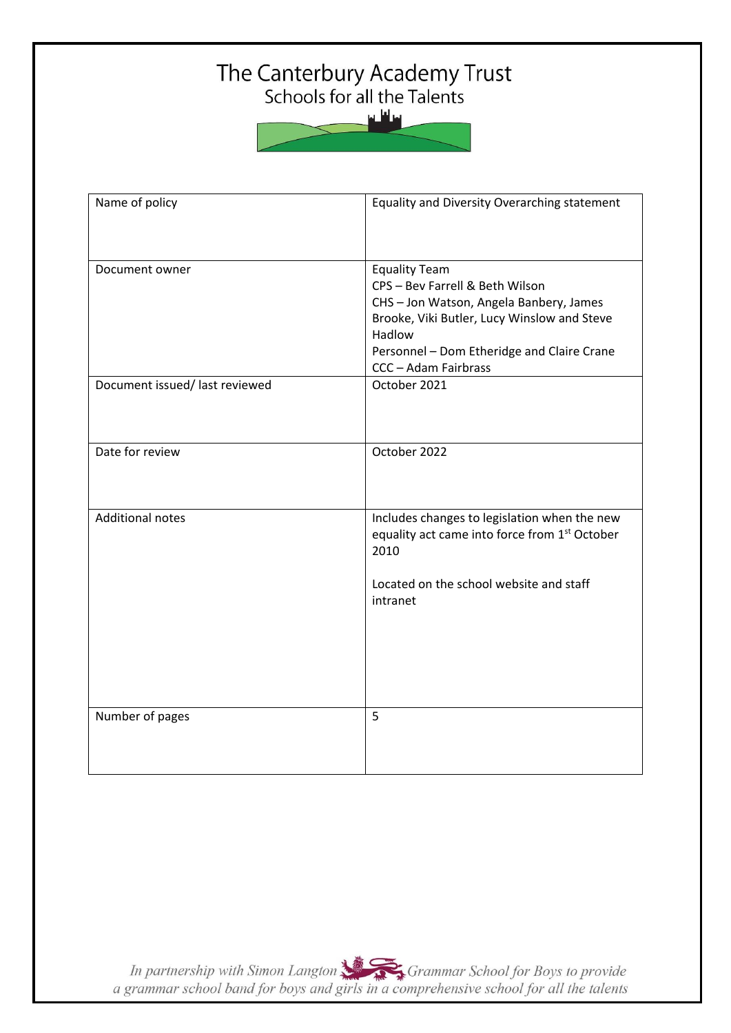# The Canterbury Academy Trust

Schools for all the Talents

| | |
|---|---|
| Name of policy | Equality and Diversity Overarching statement |
| Document owner | Equality Team<br>CPS – Bev Farrell & Beth Wilson<br>CHS – Jon Watson, Angela Banbery, James Brooke, Viki Butler, Lucy Winslow and Steve Hadlow<br>Personnel – Dom Etheridge and Claire Crane<br>CCC – Adam Fairbrass |
| Document issued/ last reviewed | October 2021 |
| Date for review | October 2022 |
| Additional notes | Includes changes to legislation when the new equality act came into force from 1st October 2010<br><br>Located on the school website and staff intranet |
| Number of pages | 5 |

*In partnership with Simon Langton Grammar School for Boys to provide a grammar school band for boys and girls in a comprehensive school for all the talents*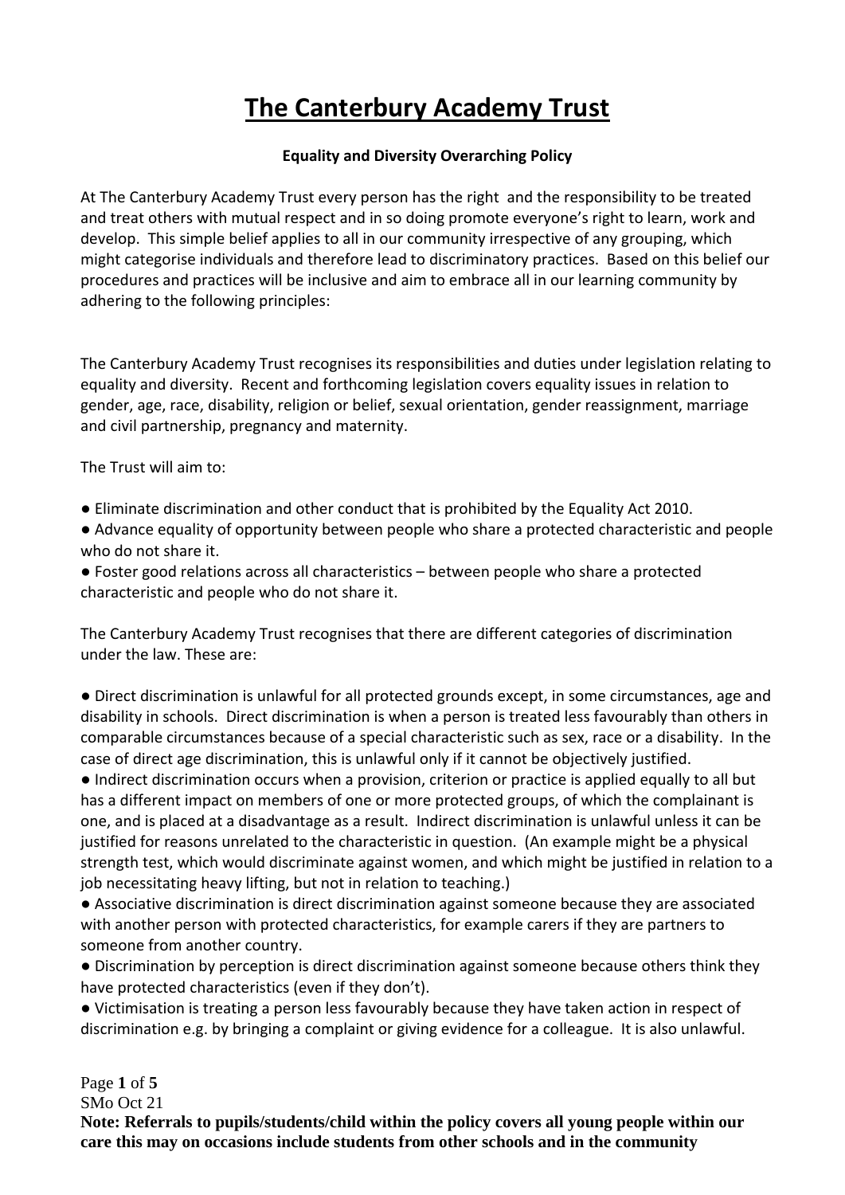# The Canterbury Academy Trust

**Equality and Diversity Overarching Policy**

At The Canterbury Academy Trust every person has the right and the responsibility to be treated and treat others with mutual respect and in so doing promote everyone's right to learn, work and develop. This simple belief applies to all in our community irrespective of any grouping, which might categorise individuals and therefore lead to discriminatory practices. Based on this belief our procedures and practices will be inclusive and aim to embrace all in our learning community by adhering to the following principles:

The Canterbury Academy Trust recognises its responsibilities and duties under legislation relating to equality and diversity. Recent and forthcoming legislation covers equality issues in relation to gender, age, race, disability, religion or belief, sexual orientation, gender reassignment, marriage and civil partnership, pregnancy and maternity.

The Trust will aim to:

- Eliminate discrimination and other conduct that is prohibited by the Equality Act 2010.
- Advance equality of opportunity between people who share a protected characteristic and people who do not share it.
- Foster good relations across all characteristics – between people who share a protected characteristic and people who do not share it.

The Canterbury Academy Trust recognises that there are different categories of discrimination under the law. These are:

- Direct discrimination is unlawful for all protected grounds except, in some circumstances, age and disability in schools. Direct discrimination is when a person is treated less favourably than others in comparable circumstances because of a special characteristic such as sex, race or a disability. In the case of direct age discrimination, this is unlawful only if it cannot be objectively justified.
- Indirect discrimination occurs when a provision, criterion or practice is applied equally to all but has a different impact on members of one or more protected groups, of which the complainant is one, and is placed at a disadvantage as a result. Indirect discrimination is unlawful unless it can be justified for reasons unrelated to the characteristic in question. (An example might be a physical strength test, which would discriminate against women, and which might be justified in relation to a job necessitating heavy lifting, but not in relation to teaching.)
- Associative discrimination is direct discrimination against someone because they are associated with another person with protected characteristics, for example carers if they are partners to someone from another country.
- Discrimination by perception is direct discrimination against someone because others think they have protected characteristics (even if they don't).
- Victimisation is treating a person less favourably because they have taken action in respect of discrimination e.g. by bringing a complaint or giving evidence for a colleague. It is also unlawful.

SMo Oct 21

**Note: Referrals to pupils/students/child within the policy covers all young people within our care this may on occasions include students from other schools and in the community**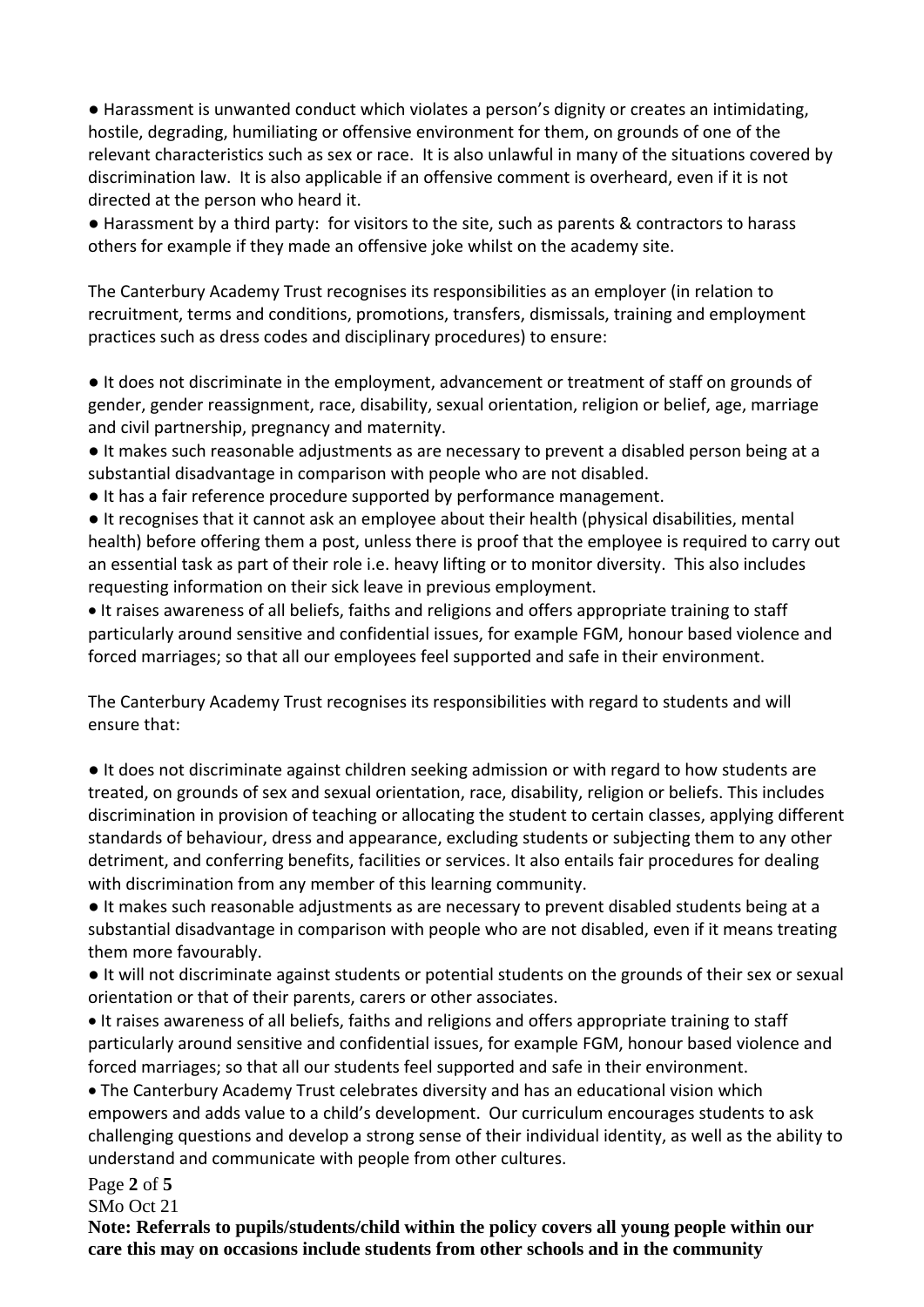- Harassment is unwanted conduct which violates a person's dignity or creates an intimidating, hostile, degrading, humiliating or offensive environment for them, on grounds of one of the relevant characteristics such as sex or race. It is also unlawful in many of the situations covered by discrimination law. It is also applicable if an offensive comment is overheard, even if it is not directed at the person who heard it.
- Harassment by a third party: for visitors to the site, such as parents & contractors to harass others for example if they made an offensive joke whilst on the academy site.

The Canterbury Academy Trust recognises its responsibilities as an employer (in relation to recruitment, terms and conditions, promotions, transfers, dismissals, training and employment practices such as dress codes and disciplinary procedures) to ensure:

- It does not discriminate in the employment, advancement or treatment of staff on grounds of gender, gender reassignment, race, disability, sexual orientation, religion or belief, age, marriage and civil partnership, pregnancy and maternity.
- It makes such reasonable adjustments as are necessary to prevent a disabled person being at a substantial disadvantage in comparison with people who are not disabled.
- It has a fair reference procedure supported by performance management.
- It recognises that it cannot ask an employee about their health (physical disabilities, mental health) before offering them a post, unless there is proof that the employee is required to carry out an essential task as part of their role i.e. heavy lifting or to monitor diversity. This also includes requesting information on their sick leave in previous employment.
- It raises awareness of all beliefs, faiths and religions and offers appropriate training to staff particularly around sensitive and confidential issues, for example FGM, honour based violence and forced marriages; so that all our employees feel supported and safe in their environment.

The Canterbury Academy Trust recognises its responsibilities with regard to students and will ensure that:

- It does not discriminate against children seeking admission or with regard to how students are treated, on grounds of sex and sexual orientation, race, disability, religion or beliefs. This includes discrimination in provision of teaching or allocating the student to certain classes, applying different standards of behaviour, dress and appearance, excluding students or subjecting them to any other detriment, and conferring benefits, facilities or services. It also entails fair procedures for dealing with discrimination from any member of this learning community.
- It makes such reasonable adjustments as are necessary to prevent disabled students being at a substantial disadvantage in comparison with people who are not disabled, even if it means treating them more favourably.
- It will not discriminate against students or potential students on the grounds of their sex or sexual orientation or that of their parents, carers or other associates.
- It raises awareness of all beliefs, faiths and religions and offers appropriate training to staff particularly around sensitive and confidential issues, for example FGM, honour based violence and forced marriages; so that all our students feel supported and safe in their environment.
- The Canterbury Academy Trust celebrates diversity and has an educational vision which empowers and adds value to a child's development. Our curriculum encourages students to ask challenging questions and develop a strong sense of their individual identity, as well as the ability to understand and communicate with people from other cultures.

SMo Oct 21

**Note: Referrals to pupils/students/child within the policy covers all young people within our care this may on occasions include students from other schools and in the community**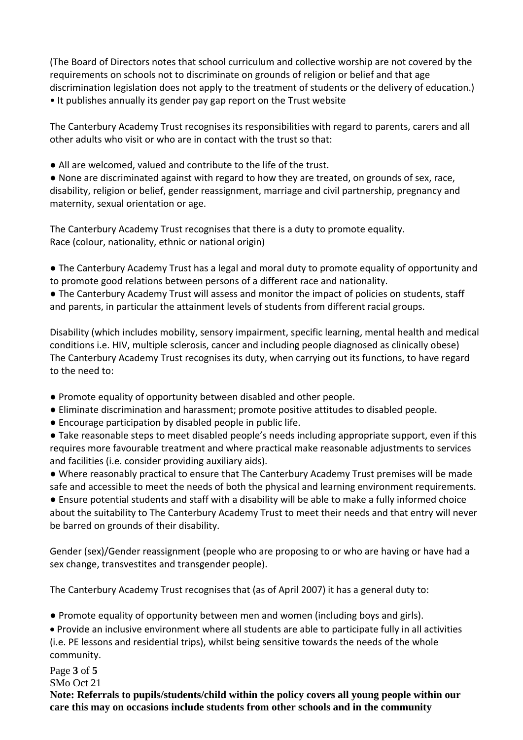(The Board of Directors notes that school curriculum and collective worship are not covered by the requirements on schools not to discriminate on grounds of religion or belief and that age discrimination legislation does not apply to the treatment of students or the delivery of education.)

• It publishes annually its gender pay gap report on the Trust website

The Canterbury Academy Trust recognises its responsibilities with regard to parents, carers and all other adults who visit or who are in contact with the trust so that:

● All are welcomed, valued and contribute to the life of the trust.
● None are discriminated against with regard to how they are treated, on grounds of sex, race, disability, religion or belief, gender reassignment, marriage and civil partnership, pregnancy and maternity, sexual orientation or age.

The Canterbury Academy Trust recognises that there is a duty to promote equality.
Race (colour, nationality, ethnic or national origin)

● The Canterbury Academy Trust has a legal and moral duty to promote equality of opportunity and to promote good relations between persons of a different race and nationality.
● The Canterbury Academy Trust will assess and monitor the impact of policies on students, staff and parents, in particular the attainment levels of students from different racial groups.

Disability (which includes mobility, sensory impairment, specific learning, mental health and medical conditions i.e. HIV, multiple sclerosis, cancer and including people diagnosed as clinically obese)
The Canterbury Academy Trust recognises its duty, when carrying out its functions, to have regard to the need to:

● Promote equality of opportunity between disabled and other people.
● Eliminate discrimination and harassment; promote positive attitudes to disabled people.
● Encourage participation by disabled people in public life.
● Take reasonable steps to meet disabled people's needs including appropriate support, even if this requires more favourable treatment and where practical make reasonable adjustments to services and facilities (i.e. consider providing auxiliary aids).
● Where reasonably practical to ensure that The Canterbury Academy Trust premises will be made safe and accessible to meet the needs of both the physical and learning environment requirements.
● Ensure potential students and staff with a disability will be able to make a fully informed choice about the suitability to The Canterbury Academy Trust to meet their needs and that entry will never be barred on grounds of their disability.

Gender (sex)/Gender reassignment (people who are proposing to or who are having or have had a sex change, transvestites and transgender people).

The Canterbury Academy Trust recognises that (as of April 2007) it has a general duty to:

● Promote equality of opportunity between men and women (including boys and girls).
• Provide an inclusive environment where all students are able to participate fully in all activities (i.e. PE lessons and residential trips), whilst being sensitive towards the needs of the whole community.

SMo Oct 21

**Note: Referrals to pupils/students/child within the policy covers all young people within our care this may on occasions include students from other schools and in the community**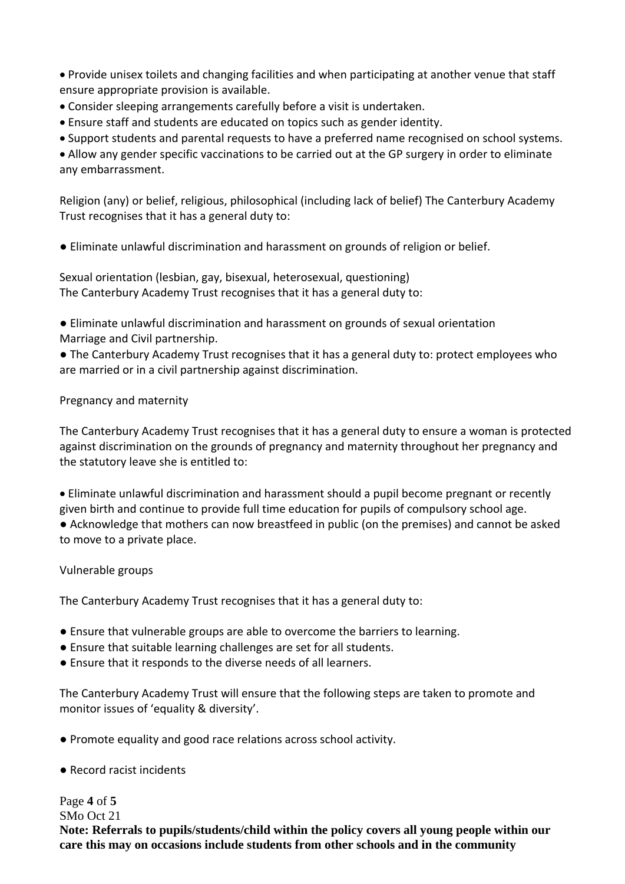- Provide unisex toilets and changing facilities and when participating at another venue that staff ensure appropriate provision is available.
- Consider sleeping arrangements carefully before a visit is undertaken.
- Ensure staff and students are educated on topics such as gender identity.
- Support students and parental requests to have a preferred name recognised on school systems.
- Allow any gender specific vaccinations to be carried out at the GP surgery in order to eliminate any embarrassment.

Religion (any) or belief, religious, philosophical (including lack of belief) The Canterbury Academy Trust recognises that it has a general duty to:

- Eliminate unlawful discrimination and harassment on grounds of religion or belief.

Sexual orientation (lesbian, gay, bisexual, heterosexual, questioning)
The Canterbury Academy Trust recognises that it has a general duty to:

- Eliminate unlawful discrimination and harassment on grounds of sexual orientation
Marriage and Civil partnership.
- The Canterbury Academy Trust recognises that it has a general duty to: protect employees who are married or in a civil partnership against discrimination.

Pregnancy and maternity

The Canterbury Academy Trust recognises that it has a general duty to ensure a woman is protected against discrimination on the grounds of pregnancy and maternity throughout her pregnancy and the statutory leave she is entitled to:

- Eliminate unlawful discrimination and harassment should a pupil become pregnant or recently given birth and continue to provide full time education for pupils of compulsory school age.
- Acknowledge that mothers can now breastfeed in public (on the premises) and cannot be asked to move to a private place.

Vulnerable groups

The Canterbury Academy Trust recognises that it has a general duty to:

- Ensure that vulnerable groups are able to overcome the barriers to learning.
- Ensure that suitable learning challenges are set for all students.
- Ensure that it responds to the diverse needs of all learners.

The Canterbury Academy Trust will ensure that the following steps are taken to promote and monitor issues of 'equality & diversity'.

- Promote equality and good race relations across school activity.

- Record racist incidents

SMo Oct 21
**Note: Referrals to pupils/students/child within the policy covers all young people within our care this may on occasions include students from other schools and in the community**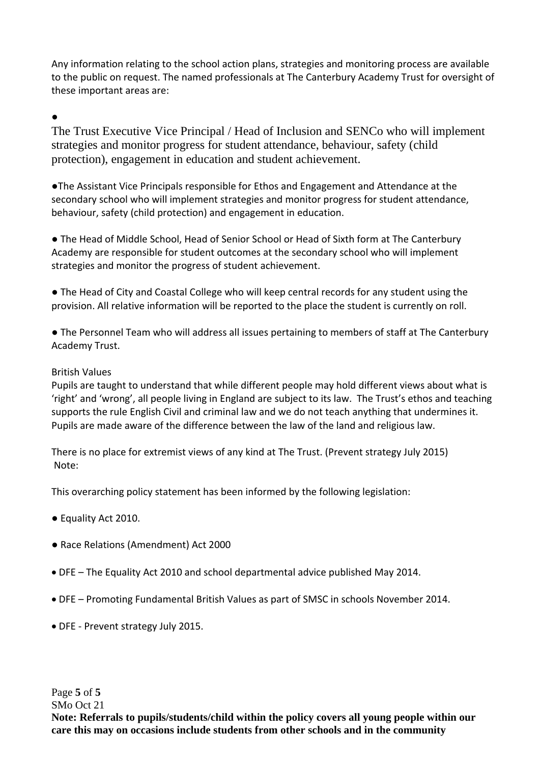Any information relating to the school action plans, strategies and monitoring process are available to the public on request. The named professionals at The Canterbury Academy Trust for oversight of these important areas are:

- The Trust Executive Vice Principal / Head of Inclusion and SENCo who will implement strategies and monitor progress for student attendance, behaviour, safety (child protection), engagement in education and student achievement.

- The Assistant Vice Principals responsible for Ethos and Engagement and Attendance at the secondary school who will implement strategies and monitor progress for student attendance, behaviour, safety (child protection) and engagement in education.

- The Head of Middle School, Head of Senior School or Head of Sixth form at The Canterbury Academy are responsible for student outcomes at the secondary school who will implement strategies and monitor the progress of student achievement.

- The Head of City and Coastal College who will keep central records for any student using the provision. All relative information will be reported to the place the student is currently on roll.

- The Personnel Team who will address all issues pertaining to members of staff at The Canterbury Academy Trust.

British Values

Pupils are taught to understand that while different people may hold different views about what is 'right' and 'wrong', all people living in England are subject to its law. The Trust's ethos and teaching supports the rule English Civil and criminal law and we do not teach anything that undermines it. Pupils are made aware of the difference between the law of the land and religious law.

There is no place for extremist views of any kind at The Trust. (Prevent strategy July 2015)

Note:

This overarching policy statement has been informed by the following legislation:

- Equality Act 2010.

- Race Relations (Amendment) Act 2000

- DFE – The Equality Act 2010 and school departmental advice published May 2014.

- DFE – Promoting Fundamental British Values as part of SMSC in schools November 2014.

- DFE - Prevent strategy July 2015.

SMo Oct 21

**Note: Referrals to pupils/students/child within the policy covers all young people within our care this may on occasions include students from other schools and in the community**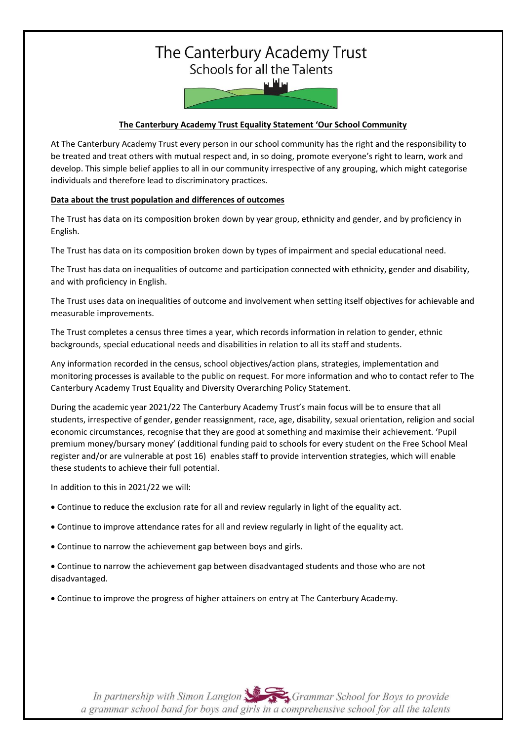# The Canterbury Academy Trust

Schools for all the Talents

**The Canterbury Academy Trust Equality Statement 'Our School Community**

At The Canterbury Academy Trust every person in our school community has the right and the responsibility to be treated and treat others with mutual respect and, in so doing, promote everyone's right to learn, work and develop. This simple belief applies to all in our community irrespective of any grouping, which might categorise individuals and therefore lead to discriminatory practices.

**Data about the trust population and differences of outcomes**

The Trust has data on its composition broken down by year group, ethnicity and gender, and by proficiency in English.

The Trust has data on its composition broken down by types of impairment and special educational need.

The Trust has data on inequalities of outcome and participation connected with ethnicity, gender and disability, and with proficiency in English.

The Trust uses data on inequalities of outcome and involvement when setting itself objectives for achievable and measurable improvements.

The Trust completes a census three times a year, which records information in relation to gender, ethnic backgrounds, special educational needs and disabilities in relation to all its staff and students.

Any information recorded in the census, school objectives/action plans, strategies, implementation and monitoring processes is available to the public on request. For more information and who to contact refer to The Canterbury Academy Trust Equality and Diversity Overarching Policy Statement.

During the academic year 2021/22 The Canterbury Academy Trust's main focus will be to ensure that all students, irrespective of gender, gender reassignment, race, age, disability, sexual orientation, religion and social economic circumstances, recognise that they are good at something and maximise their achievement. 'Pupil premium money/bursary money' (additional funding paid to schools for every student on the Free School Meal register and/or are vulnerable at post 16) enables staff to provide intervention strategies, which will enable these students to achieve their full potential.

In addition to this in 2021/22 we will:

- Continue to reduce the exclusion rate for all and review regularly in light of the equality act.
- Continue to improve attendance rates for all and review regularly in light of the equality act.
- Continue to narrow the achievement gap between boys and girls.
- Continue to narrow the achievement gap between disadvantaged students and those who are not disadvantaged.
- Continue to improve the progress of higher attainers on entry at The Canterbury Academy.

*In partnership with Simon Langton Grammar School for Boys to provide a grammar school band for boys and girls in a comprehensive school for all the talents*